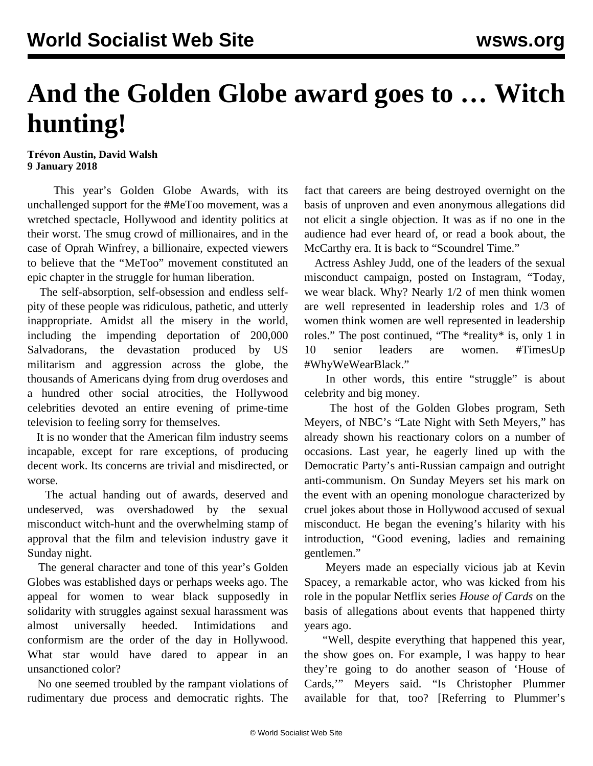# And the Golden Globe award goes to … Witch hunting!

**Trévon Austin, David Walsh**
**9 January 2018**

This year's Golden Globe Awards, with its unchallenged support for the #MeToo movement, was a wretched spectacle, Hollywood and identity politics at their worst. The smug crowd of millionaires, and in the case of Oprah Winfrey, a billionaire, expected viewers to believe that the "MeToo" movement constituted an epic chapter in the struggle for human liberation.

The self-absorption, self-obsession and endless self-pity of these people was ridiculous, pathetic, and utterly inappropriate. Amidst all the misery in the world, including the impending deportation of 200,000 Salvadorans, the devastation produced by US militarism and aggression across the globe, the thousands of Americans dying from drug overdoses and a hundred other social atrocities, the Hollywood celebrities devoted an entire evening of prime-time television to feeling sorry for themselves.

It is no wonder that the American film industry seems incapable, except for rare exceptions, of producing decent work. Its concerns are trivial and misdirected, or worse.

The actual handing out of awards, deserved and undeserved, was overshadowed by the sexual misconduct witch-hunt and the overwhelming stamp of approval that the film and television industry gave it Sunday night.

The general character and tone of this year's Golden Globes was established days or perhaps weeks ago. The appeal for women to wear black supposedly in solidarity with struggles against sexual harassment was almost universally heeded. Intimidations and conformism are the order of the day in Hollywood. What star would have dared to appear in an unsanctioned color?

No one seemed troubled by the rampant violations of rudimentary due process and democratic rights. The fact that careers are being destroyed overnight on the basis of unproven and even anonymous allegations did not elicit a single objection. It was as if no one in the audience had ever heard of, or read a book about, the McCarthy era. It is back to "Scoundrel Time."

Actress Ashley Judd, one of the leaders of the sexual misconduct campaign, posted on Instagram, "Today, we wear black. Why? Nearly 1/2 of men think women are well represented in leadership roles and 1/3 of women think women are well represented in leadership roles." The post continued, "The *reality* is, only 1 in 10 senior leaders are women. #TimesUp #WhyWeWearBlack."

In other words, this entire "struggle" is about celebrity and big money.

The host of the Golden Globes program, Seth Meyers, of NBC's "Late Night with Seth Meyers," has already shown his reactionary colors on a number of occasions. Last year, he eagerly lined up with the Democratic Party's anti-Russian campaign and outright anti-communism. On Sunday Meyers set his mark on the event with an opening monologue characterized by cruel jokes about those in Hollywood accused of sexual misconduct. He began the evening's hilarity with his introduction, "Good evening, ladies and remaining gentlemen."

Meyers made an especially vicious jab at Kevin Spacey, a remarkable actor, who was kicked from his role in the popular Netflix series *House of Cards* on the basis of allegations about events that happened thirty years ago.

"Well, despite everything that happened this year, the show goes on. For example, I was happy to hear they're going to do another season of 'House of Cards,'" Meyers said. "Is Christopher Plummer available for that, too? [Referring to Plummer's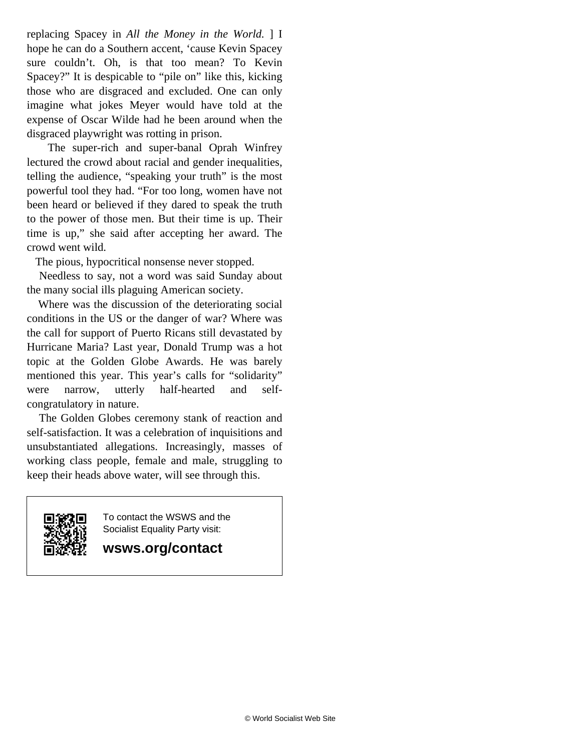replacing Spacey in *All the Money in the World.* ] I hope he can do a Southern accent, 'cause Kevin Spacey sure couldn't. Oh, is that too mean? To Kevin Spacey?" It is despicable to "pile on" like this, kicking those who are disgraced and excluded. One can only imagine what jokes Meyer would have told at the expense of Oscar Wilde had he been around when the disgraced playwright was rotting in prison.

The super-rich and super-banal Oprah Winfrey lectured the crowd about racial and gender inequalities, telling the audience, "speaking your truth" is the most powerful tool they had. "For too long, women have not been heard or believed if they dared to speak the truth to the power of those men. But their time is up. Their time is up," she said after accepting her award. The crowd went wild.

The pious, hypocritical nonsense never stopped.

Needless to say, not a word was said Sunday about the many social ills plaguing American society.

Where was the discussion of the deteriorating social conditions in the US or the danger of war? Where was the call for support of Puerto Ricans still devastated by Hurricane Maria? Last year, Donald Trump was a hot topic at the Golden Globe Awards. He was barely mentioned this year. This year's calls for "solidarity" were narrow, utterly half-hearted and self-congratulatory in nature.

The Golden Globes ceremony stank of reaction and self-satisfaction. It was a celebration of inquisitions and unsubstantiated allegations. Increasingly, masses of working class people, female and male, struggling to keep their heads above water, will see through this.

To contact the WSWS and the Socialist Equality Party visit:

**wsws.org/contact**